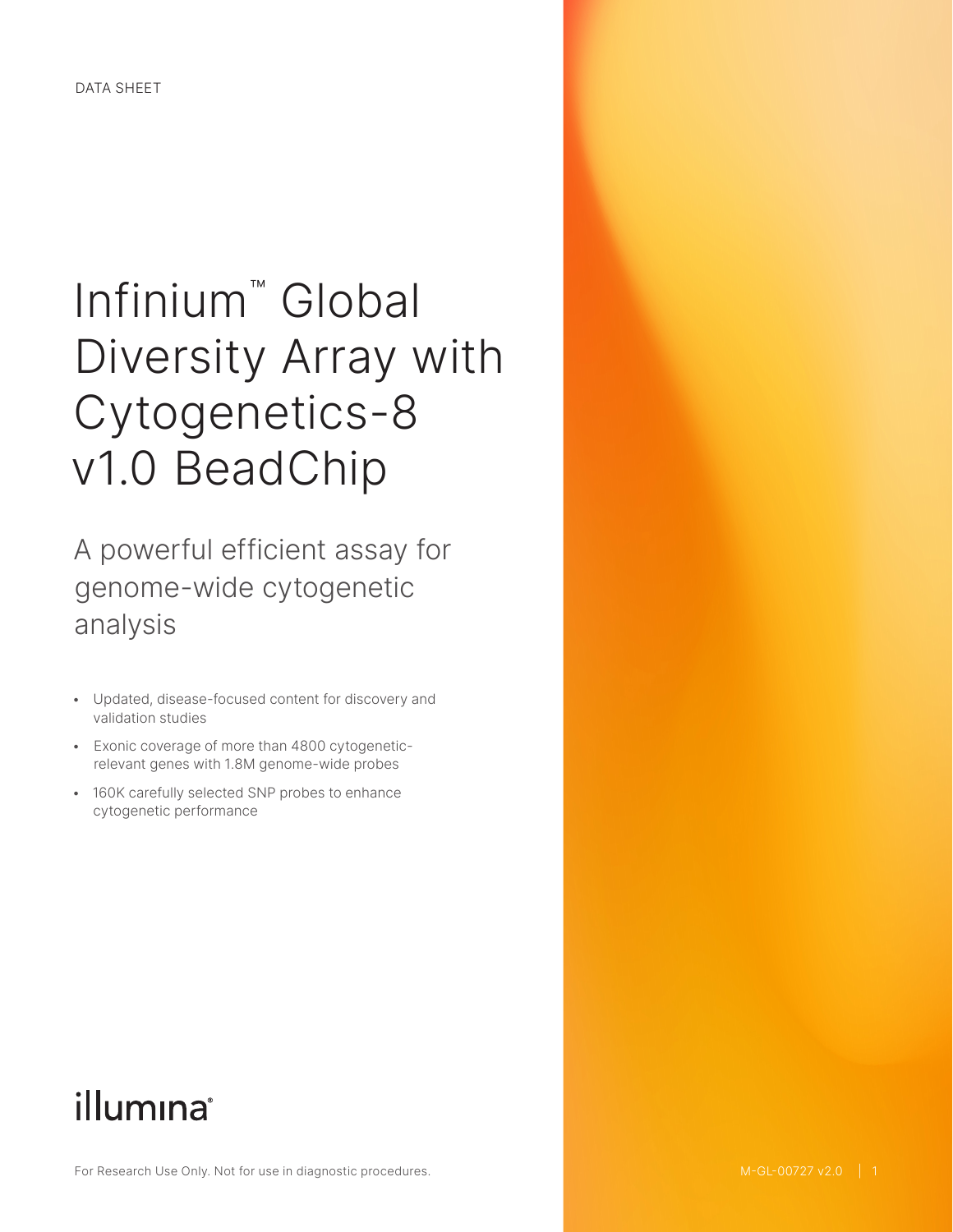DATA SHEET

# Infinium™ Global Diversity Array with Cytogenetics-8 v1.0 BeadChip

## A powerful efficient assay for genome-wide cytogenetic analysis

- Updated, disease-focused content for discovery and validation studies
- Exonic coverage of more than 4800 cytogenetic-relevant genes with 1.8M genome-wide probes
- 160K carefully selected SNP probes to enhance cytogenetic performance

illumina®

For Research Use Only. Not for use in diagnostic procedures.

M-GL-00727 v2.0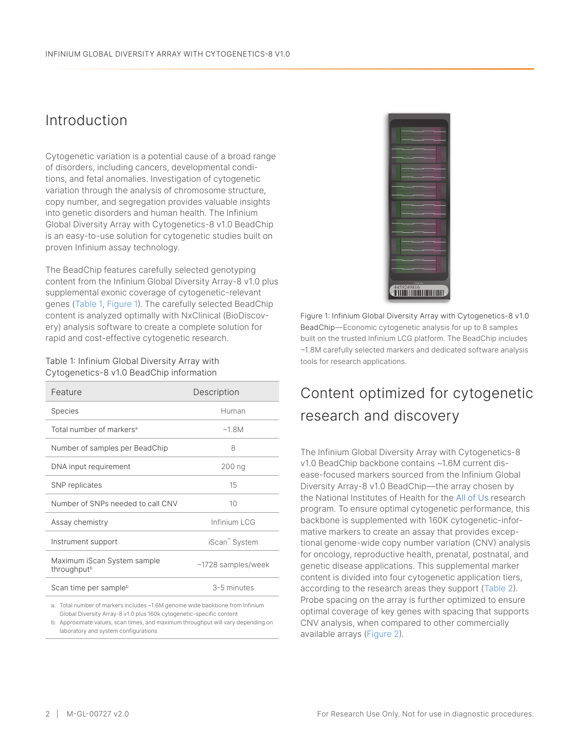## Introduction

Cytogenetic variation is a potential cause of a broad range of disorders, including cancers, developmental conditions, and fetal anomalies. Investigation of cytogenetic variation through the analysis of chromosome structure, copy number, and segregation provides valuable insights into genetic disorders and human health. The Infinium Global Diversity Array with Cytogenetics-8 v1.0 BeadChip is an easy-to-use solution for cytogenetic studies built on proven Infinium assay technology.

The BeadChip features carefully selected genotyping content from the Infinium Global Diversity Array-8 v1.0 plus supplemental exonic coverage of cytogenetic-relevant genes (Table 1, Figure 1). The carefully selected BeadChip content is analyzed optimally with NxClinical (BioDiscovery) analysis software to create a complete solution for rapid and cost-effective cytogenetic research.

Table 1: Infinium Global Diversity Array with Cytogenetics-8 v1.0 BeadChip information

| Feature | Description |
|---|---|
| Species | Human |
| Total number of markers[a] | ~1.8M |
| Number of samples per BeadChip | 8 |
| DNA input requirement | 200 ng |
| SNP replicates | 15 |
| Number of SNPs needed to call CNV | 10 |
| Assay chemistry | Infinium LCG |
| Instrument support | iScan™ System |
| Maximum iScan System sample throughput[b] | ~1728 samples/week |
| Scan time per sample[b] | 3-5 minutes |

a. Total number of markers includes ~1.6M genome wide backbone from Infinium Global Diversity Array-8 v1.0 plus 160k cytogenetic-specific content

b. Approximate values, scan times, and maximum throughput will vary depending on laboratory and system configurations

Figure 1: Infinium Global Diversity Array with Cytogenetics-8 v1.0 BeadChip—Economic cytogenetic analysis for up to 8 samples built on the trusted Infinium LCG platform. The BeadChip includes ~1.8M carefully selected markers and dedicated software analysis tools for research applications.

## Content optimized for cytogenetic research and discovery

The Infinium Global Diversity Array with Cytogenetics-8 v1.0 BeadChip backbone contains ~1.6M current disease-focused markers sourced from the Infinium Global Diversity Array-8 v1.0 BeadChip—the array chosen by the National Institutes of Health for the All of Us research program. To ensure optimal cytogenetic performance, this backbone is supplemented with 160K cytogenetic-informative markers to create an assay that provides exceptional genome-wide copy number variation (CNV) analysis for oncology, reproductive health, prenatal, postnatal, and genetic disease applications. This supplemental marker content is divided into four cytogenetic application tiers, according to the research areas they support (Table 2). Probe spacing on the array is further optimized to ensure optimal coverage of key genes with spacing that supports CNV analysis, when compared to other commercially available arrays (Figure 2).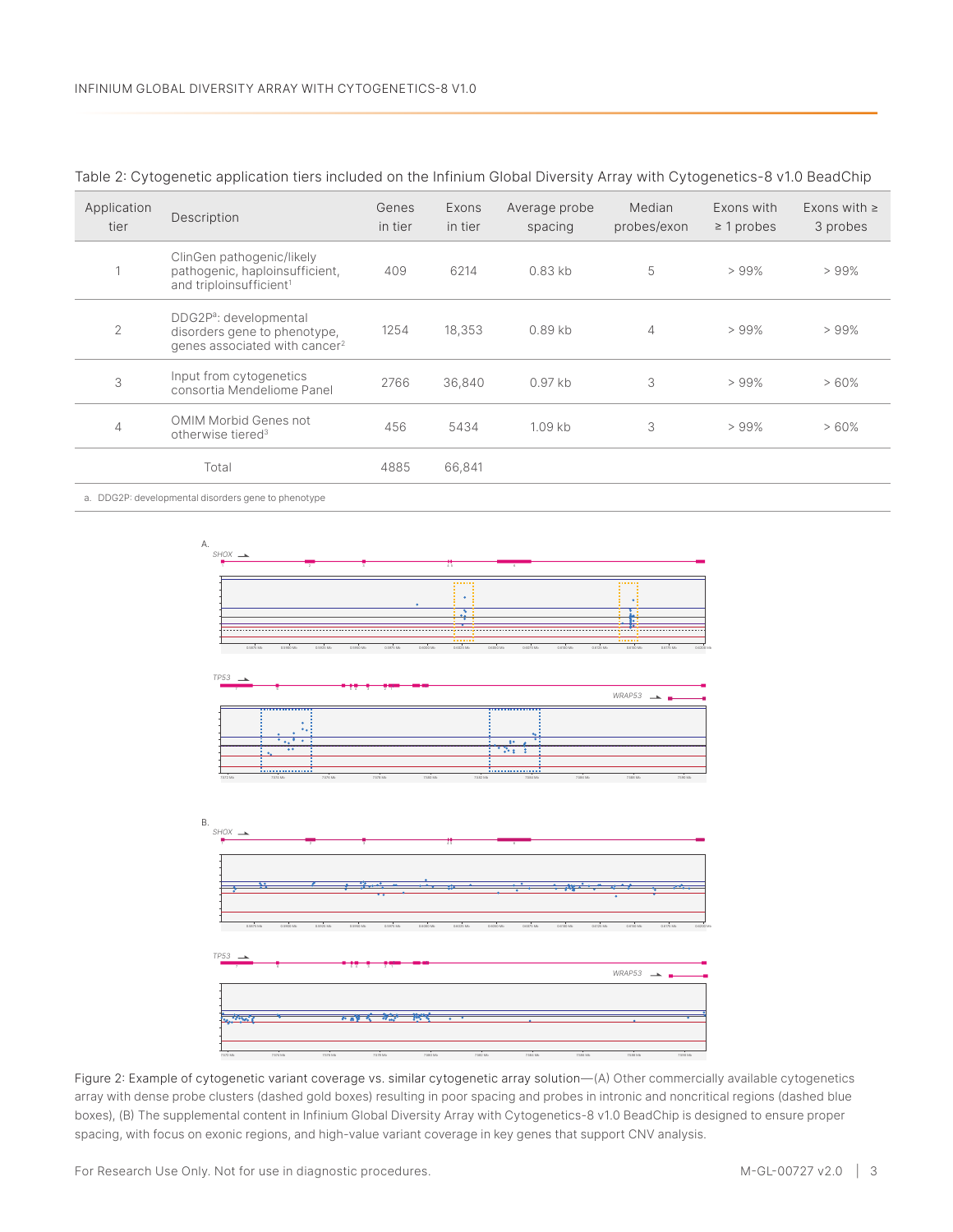Table 2: Cytogenetic application tiers included on the Infinium Global Diversity Array with Cytogenetics-8 v1.0 BeadChip

| Application tier | Description | Genes in tier | Exons in tier | Average probe spacing | Median probes/exon | Exons with ≥ 1 probes | Exons with ≥ 3 probes |
|---|---|---|---|---|---|---|---|
| 1 | ClinGen pathogenic/likely pathogenic, haploinsufficient, and triploinsufficient[1] | 409 | 6214 | 0.83 kb | 5 | > 99% | > 99% |
| 2 | DDG2P[a]: developmental disorders gene to phenotype, genes associated with cancer[2] | 1254 | 18,353 | 0.89 kb | 4 | > 99% | > 99% |
| 3 | Input from cytogenetics consortia Mendeliome Panel | 2766 | 36,840 | 0.97 kb | 3 | > 99% | > 60% |
| 4 | OMIM Morbid Genes not otherwise tiered[3] | 456 | 5434 | 1.09 kb | 3 | > 99% | > 60% |
| | Total | 4885 | 66,841 | | | | |

a. DDG2P: developmental disorders gene to phenotype

Figure 2: Example of cytogenetic variant coverage vs. similar cytogenetic array solution—(A) Other commercially available cytogenetics array with dense probe clusters (dashed gold boxes) resulting in poor spacing and probes in intronic and noncritical regions (dashed blue boxes), (B) The supplemental content in Infinium Global Diversity Array with Cytogenetics-8 v1.0 BeadChip is designed to ensure proper spacing, with focus on exonic regions, and high-value variant coverage in key genes that support CNV analysis.

For Research Use Only. Not for use in diagnostic procedures.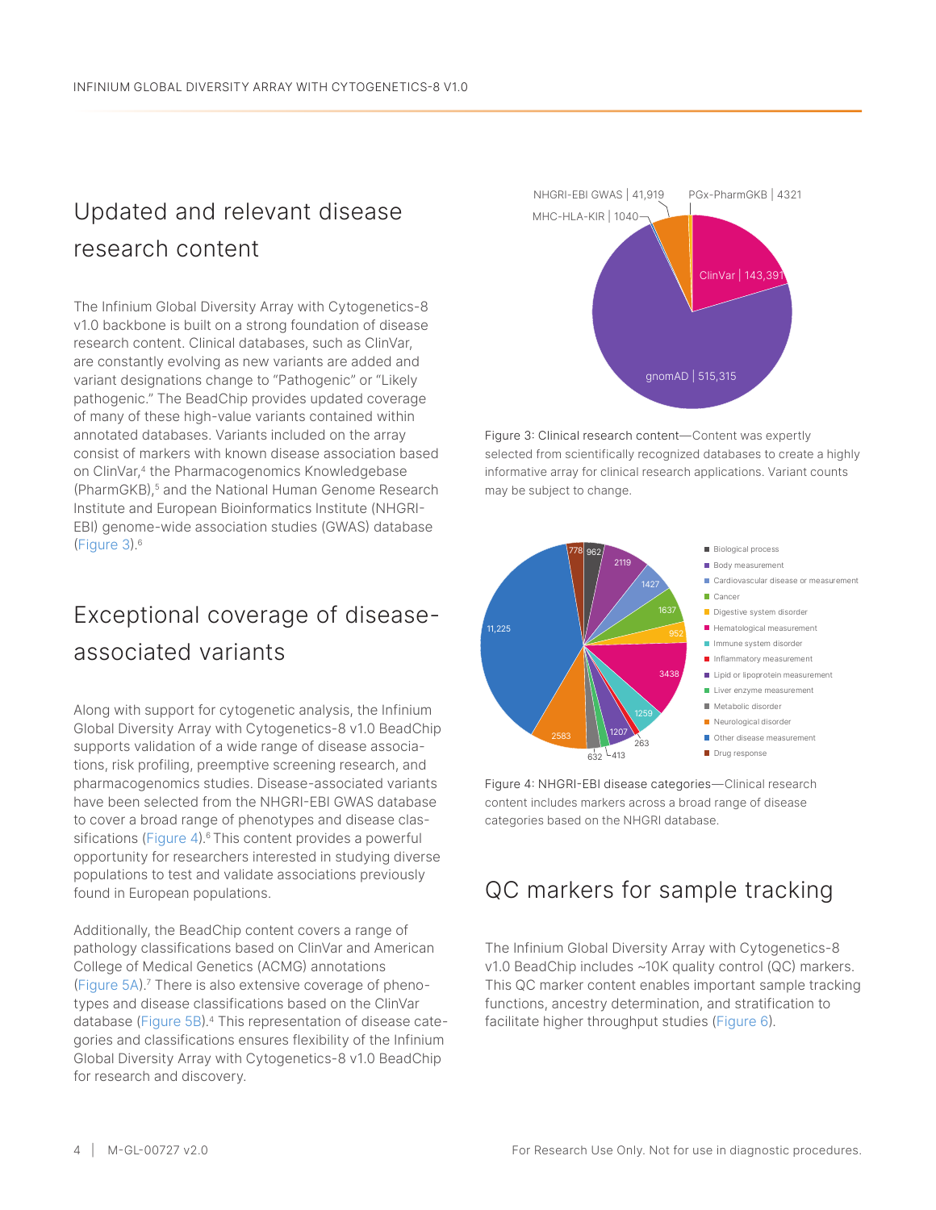## Updated and relevant disease research content

The Infinium Global Diversity Array with Cytogenetics-8 v1.0 backbone is built on a strong foundation of disease research content. Clinical databases, such as ClinVar, are constantly evolving as new variants are added and variant designations change to "Pathogenic" or "Likely pathogenic." The BeadChip provides updated coverage of many of these high-value variants contained within annotated databases. Variants included on the array consist of markers with known disease association based on ClinVar,[4] the Pharmacogenomics Knowledgebase (PharmGKB),[5] and the National Human Genome Research Institute and European Bioinformatics Institute (NHGRI-EBI) genome-wide association studies (GWAS) database (Figure 3).[6]

## Exceptional coverage of disease-associated variants

Along with support for cytogenetic analysis, the Infinium Global Diversity Array with Cytogenetics-8 v1.0 BeadChip supports validation of a wide range of disease associations, risk profiling, preemptive screening research, and pharmacogenomics studies. Disease-associated variants have been selected from the NHGRI-EBI GWAS database to cover a broad range of phenotypes and disease classifications (Figure 4).[6] This content provides a powerful opportunity for researchers interested in studying diverse populations to test and validate associations previously found in European populations.

Additionally, the BeadChip content covers a range of pathology classifications based on ClinVar and American College of Medical Genetics (ACMG) annotations (Figure 5A).[7] There is also extensive coverage of phenotypes and disease classifications based on the ClinVar database (Figure 5B).[4] This representation of disease categories and classifications ensures flexibility of the Infinium Global Diversity Array with Cytogenetics-8 v1.0 BeadChip for research and discovery.

NHGRI-EBI GWAS | 41,919
PGx-PharmGKB | 4321
MHC-HLA-KIR | 1040
ClinVar | 143,391
gnomAD | 515,315

Figure 3: Clinical research content—Content was expertly selected from scientifically recognized databases to create a highly informative array for clinical research applications. Variant counts may be subject to change.

| Category | Count |
|---|---|
| Biological process | 962 |
| Body measurement | 2119 |
| Cardiovascular disease or measurement | 1427 |
| Cancer | 1637 |
| Digestive system disorder | 952 |
| Hematological measurement | 3438 |
| Immune system disorder | 1259 |
| Inflammatory measurement | 263 |
| Lipid or lipoprotein measurement | 1207 |
| Liver enzyme measurement | 413 |
| Metabolic disorder | 632 |
| Neurological disorder | 2583 |
| Other disease measurement | 11,225 |
| Drug response | 778 |

Figure 4: NHGRI-EBI disease categories—Clinical research content includes markers across a broad range of disease categories based on the NHGRI database.

## QC markers for sample tracking

The Infinium Global Diversity Array with Cytogenetics-8 v1.0 BeadChip includes ~10K quality control (QC) markers. This QC marker content enables important sample tracking functions, ancestry determination, and stratification to facilitate higher throughput studies (Figure 6).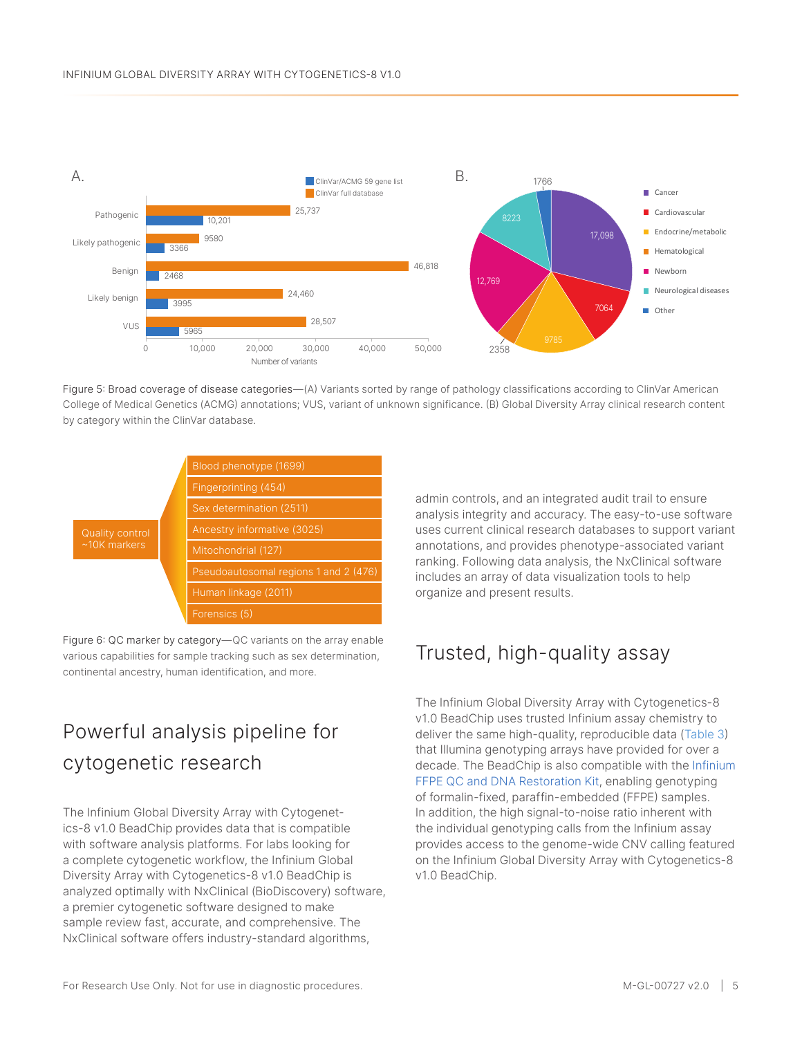Figure 5: Broad coverage of disease categories—(A) Variants sorted by range of pathology classifications according to ClinVar American College of Medical Genetics (ACMG) annotations; VUS, variant of unknown significance. (B) Global Diversity Array clinical research content by category within the ClinVar database.

Figure 6: QC marker by category—QC variants on the array enable various capabilities for sample tracking such as sex determination, continental ancestry, human identification, and more.

## Powerful analysis pipeline for cytogenetic research

The Infinium Global Diversity Array with Cytogenetics-8 v1.0 BeadChip provides data that is compatible with software analysis platforms. For labs looking for a complete cytogenetic workflow, the Infinium Global Diversity Array with Cytogenetics-8 v1.0 BeadChip is analyzed optimally with NxClinical (BioDiscovery) software, a premier cytogenetic software designed to make sample review fast, accurate, and comprehensive. The NxClinical software offers industry-standard algorithms, admin controls, and an integrated audit trail to ensure analysis integrity and accuracy. The easy-to-use software uses current clinical research databases to support variant annotations, and provides phenotype-associated variant ranking. Following data analysis, the NxClinical software includes an array of data visualization tools to help organize and present results.

## Trusted, high-quality assay

The Infinium Global Diversity Array with Cytogenetics-8 v1.0 BeadChip uses trusted Infinium assay chemistry to deliver the same high-quality, reproducible data (Table 3) that Illumina genotyping arrays have provided for over a decade. The BeadChip is also compatible with the Infinium FFPE QC and DNA Restoration Kit, enabling genotyping of formalin-fixed, paraffin-embedded (FFPE) samples. In addition, the high signal-to-noise ratio inherent with the individual genotyping calls from the Infinium assay provides access to the genome-wide CNV calling featured on the Infinium Global Diversity Array with Cytogenetics-8 v1.0 BeadChip.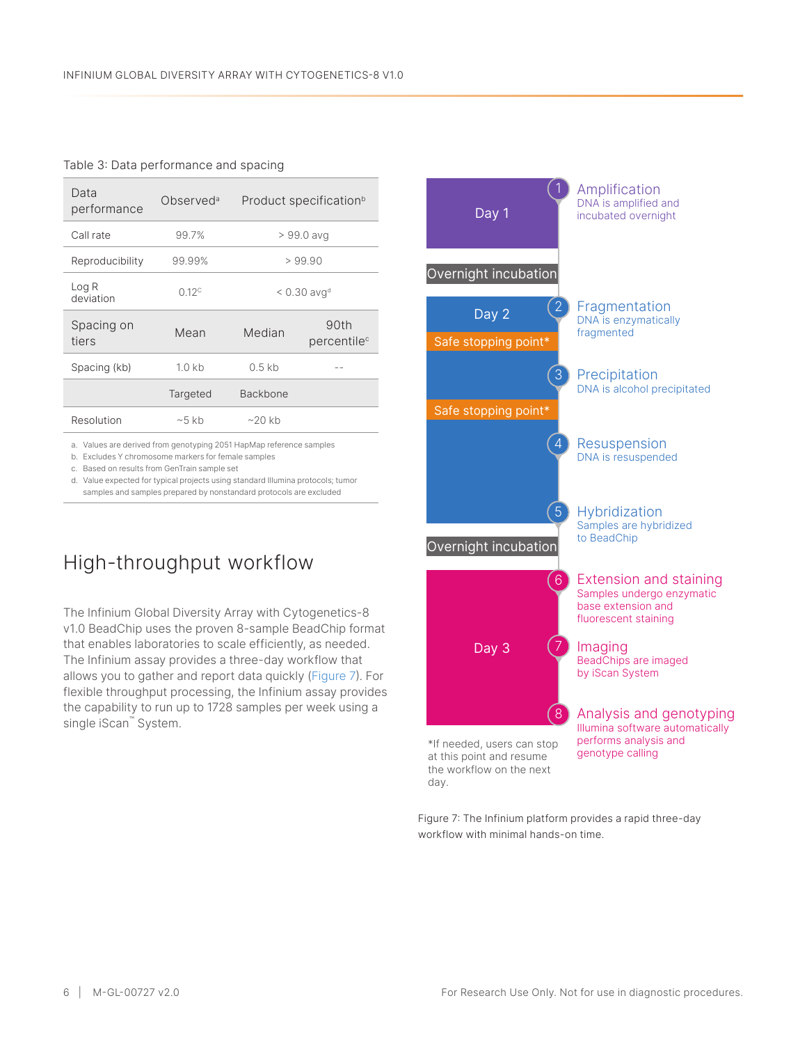Table 3: Data performance and spacing

| Data performance | Observed[a] | Product specification[b] | |
|---|---|---|---|
| Call rate | 99.7% | > 99.0 avg | |
| Reproducibility | 99.99% | > 99.90 | |
| Log R deviation | 0.12[c] | < 0.30 avg[d] | |
| **Spacing on tiers** | **Mean** | **Median** | **90th percentile[c]** |
| Spacing (kb) | 1.0 kb | 0.5 kb | -- |
| | **Targeted** | **Backbone** | |
| Resolution | ~5 kb | ~20 kb | |

a. Values are derived from genotyping 2051 HapMap reference samples
b. Excludes Y chromosome markers for female samples
c. Based on results from GenTrain sample set
d. Value expected for typical projects using standard Illumina protocols; tumor samples and samples prepared by nonstandard protocols are excluded

## High-throughput workflow

The Infinium Global Diversity Array with Cytogenetics-8 v1.0 BeadChip uses the proven 8-sample BeadChip format that enables laboratories to scale efficiently, as needed. The Infinium assay provides a three-day workflow that allows you to gather and report data quickly (Figure 7). For flexible throughput processing, the Infinium assay provides the capability to run up to 1728 samples per week using a single iScan™ System.

**Day 1**

1. **Amplification** – DNA is amplified and incubated overnight

Overnight incubation

**Day 2**

Safe stopping point*

2. **Fragmentation** – DNA is enzymatically fragmented
3. **Precipitation** – DNA is alcohol precipitated

Safe stopping point*

4. **Resuspension** – DNA is resuspended
5. **Hybridization** – Samples are hybridized to BeadChip

Overnight incubation

**Day 3**

6. **Extension and staining** – Samples undergo enzymatic base extension and fluorescent staining
7. **Imaging** – BeadChips are imaged by iScan System
8. **Analysis and genotyping** – Illumina software automatically performs analysis and genotype calling

*If needed, users can stop at this point and resume the workflow on the next day.

Figure 7: The Infinium platform provides a rapid three-day workflow with minimal hands-on time.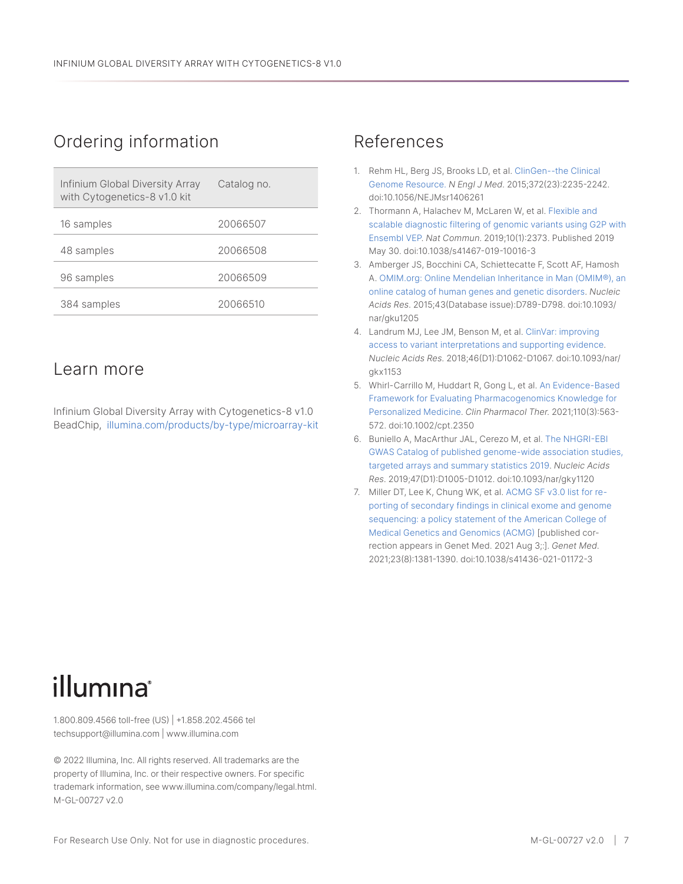## Ordering information

| Infinium Global Diversity Array with Cytogenetics-8 v1.0 kit | Catalog no. |
| --- | --- |
| 16 samples | 20066507 |
| 48 samples | 20066508 |
| 96 samples | 20066509 |
| 384 samples | 20066510 |

## Learn more

Infinium Global Diversity Array with Cytogenetics-8 v1.0 BeadChip, illumina.com/products/by-type/microarray-kit

## References

1. Rehm HL, Berg JS, Brooks LD, et al. ClinGen--the Clinical Genome Resource. *N Engl J Med*. 2015;372(23):2235-2242. doi:10.1056/NEJMsr1406261
2. Thormann A, Halachev M, McLaren W, et al. Flexible and scalable diagnostic filtering of genomic variants using G2P with Ensembl VEP. *Nat Commun*. 2019;10(1):2373. Published 2019 May 30. doi:10.1038/s41467-019-10016-3
3. Amberger JS, Bocchini CA, Schiettecatte F, Scott AF, Hamosh A. OMIM.org: Online Mendelian Inheritance in Man (OMIM®), an online catalog of human genes and genetic disorders. *Nucleic Acids Res*. 2015;43(Database issue):D789-D798. doi:10.1093/nar/gku1205
4. Landrum MJ, Lee JM, Benson M, et al. ClinVar: improving access to variant interpretations and supporting evidence. *Nucleic Acids Res*. 2018;46(D1):D1062-D1067. doi:10.1093/nar/gkx1153
5. Whirl-Carrillo M, Huddart R, Gong L, et al. An Evidence-Based Framework for Evaluating Pharmacogenomics Knowledge for Personalized Medicine. *Clin Pharmacol Ther*. 2021;110(3):563-572. doi:10.1002/cpt.2350
6. Buniello A, MacArthur JAL, Cerezo M, et al. The NHGRI-EBI GWAS Catalog of published genome-wide association studies, targeted arrays and summary statistics 2019. *Nucleic Acids Res*. 2019;47(D1):D1005-D1012. doi:10.1093/nar/gky1120
7. Miller DT, Lee K, Chung WK, et al. ACMG SF v3.0 list for reporting of secondary findings in clinical exome and genome sequencing: a policy statement of the American College of Medical Genetics and Genomics (ACMG) [published correction appears in Genet Med. 2021 Aug 3;:]. *Genet Med*. 2021;23(8):1381-1390. doi:10.1038/s41436-021-01172-3

illumina®

1.800.809.4566 toll-free (US) | +1.858.202.4566 tel
techsupport@illumina.com | www.illumina.com

© 2022 Illumina, Inc. All rights reserved. All trademarks are the property of Illumina, Inc. or their respective owners. For specific trademark information, see www.illumina.com/company/legal.html.
M-GL-00727 v2.0

For Research Use Only. Not for use in diagnostic procedures.